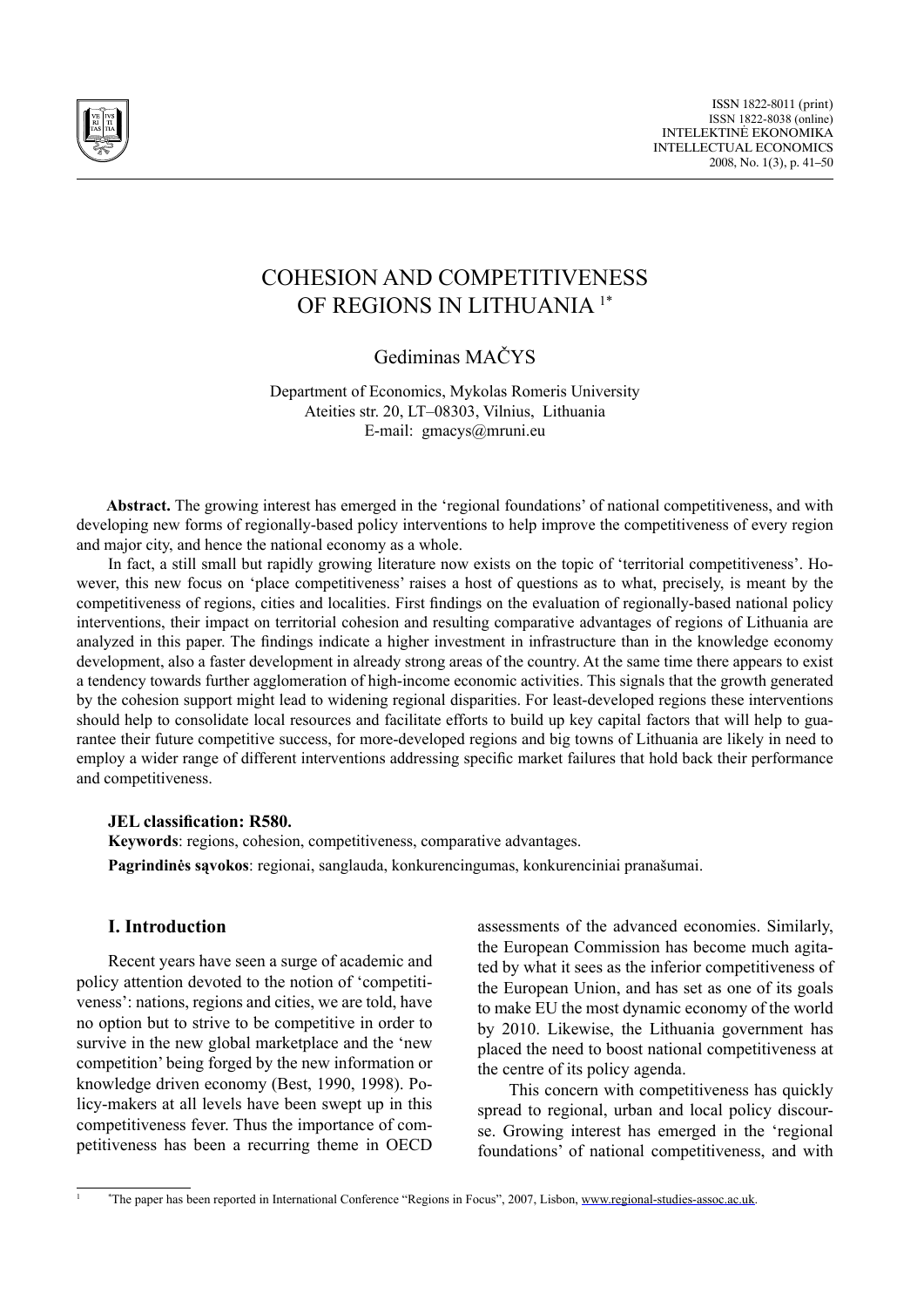# COHESION AND COMPETITIVENESS OF REGIONS IN LITHUANIA [1*]

Gediminas MAČYS

Department of Economics, Mykolas Romeris University
Ateities str. 20, LT–08303, Vilnius, Lithuania
E-mail: gmacys@mruni.eu

**Abstract.** The growing interest has emerged in the 'regional foundations' of national competitiveness, and with developing new forms of regionally-based policy interventions to help improve the competitiveness of every region and major city, and hence the national economy as a whole.

In fact, a still small but rapidly growing literature now exists on the topic of 'territorial competitiveness'. However, this new focus on 'place competitiveness' raises a host of questions as to what, precisely, is meant by the competitiveness of regions, cities and localities. First findings on the evaluation of regionally-based national policy interventions, their impact on territorial cohesion and resulting comparative advantages of regions of Lithuania are analyzed in this paper. The findings indicate a higher investment in infrastructure than in the knowledge economy development, also a faster development in already strong areas of the country. At the same time there appears to exist a tendency towards further agglomeration of high-income economic activities. This signals that the growth generated by the cohesion support might lead to widening regional disparities. For least-developed regions these interventions should help to consolidate local resources and facilitate efforts to build up key capital factors that will help to guarantee their future competitive success, for more-developed regions and big towns of Lithuania are likely in need to employ a wider range of different interventions addressing specific market failures that hold back their performance and competitiveness.

**JEL classification: R580.**

**Keywords**: regions, cohesion, competitiveness, comparative advantages.

**Pagrindinės sąvokos**: regionai, sanglauda, konkurencingumas, konkurenciniai pranašumai.

## I. Introduction

Recent years have seen a surge of academic and policy attention devoted to the notion of 'competitiveness': nations, regions and cities, we are told, have no option but to strive to be competitive in order to survive in the new global marketplace and the 'new competition' being forged by the new information or knowledge driven economy (Best, 1990, 1998). Policy-makers at all levels have been swept up in this competitiveness fever. Thus the importance of competitiveness has been a recurring theme in OECD assessments of the advanced economies. Similarly, the European Commission has become much agitated by what it sees as the inferior competitiveness of the European Union, and has set as one of its goals to make EU the most dynamic economy of the world by 2010. Likewise, the Lithuania government has placed the need to boost national competitiveness at the centre of its policy agenda.

This concern with competitiveness has quickly spread to regional, urban and local policy discourse. Growing interest has emerged in the 'regional foundations' of national competitiveness, and with

---

[1] *The paper has been reported in International Conference "Regions in Focus", 2007, Lisbon, www.regional-studies-assoc.ac.uk.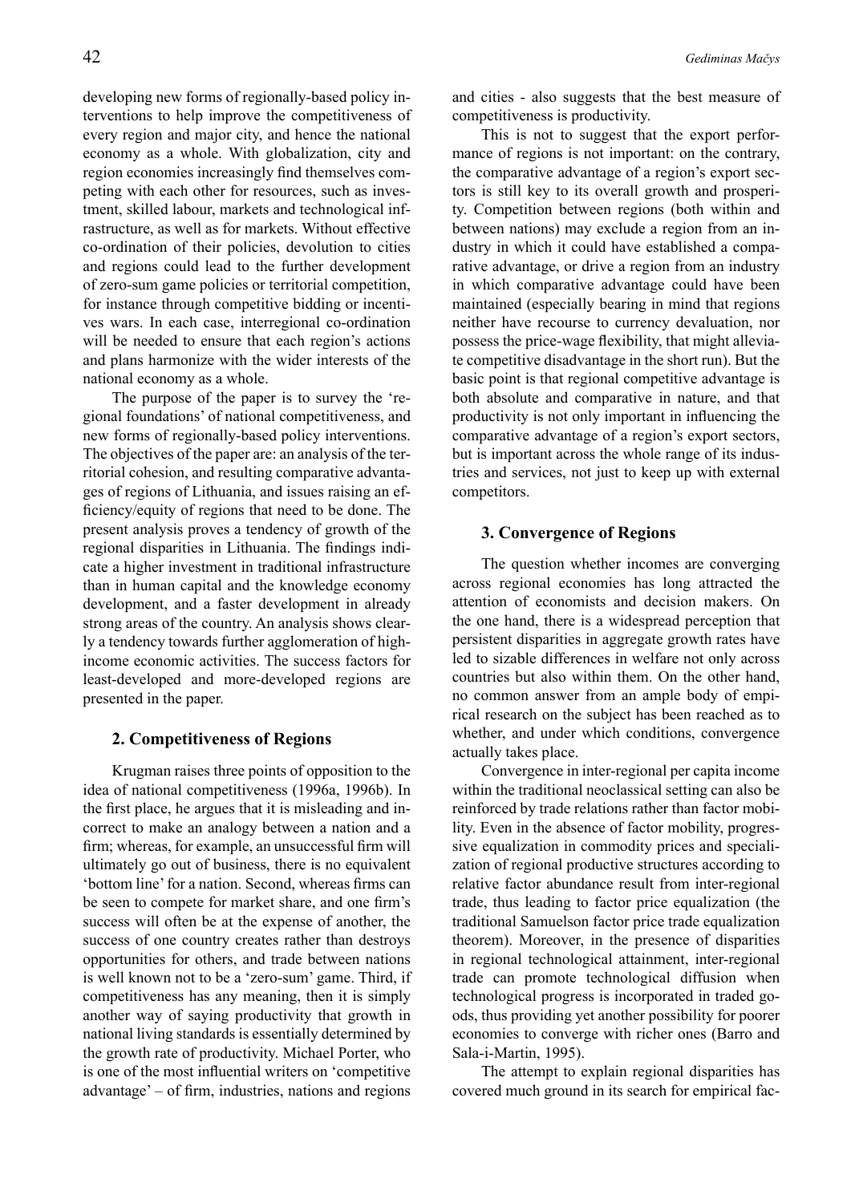developing new forms of regionally-based policy interventions to help improve the competitiveness of every region and major city, and hence the national economy as a whole. With globalization, city and region economies increasingly find themselves competing with each other for resources, such as investment, skilled labour, markets and technological infrastructure, as well as for markets. Without effective co-ordination of their policies, devolution to cities and regions could lead to the further development of zero-sum game policies or territorial competition, for instance through competitive bidding or incentives wars. In each case, interregional co-ordination will be needed to ensure that each region's actions and plans harmonize with the wider interests of the national economy as a whole.

The purpose of the paper is to survey the 'regional foundations' of national competitiveness, and new forms of regionally-based policy interventions. The objectives of the paper are: an analysis of the territorial cohesion, and resulting comparative advantages of regions of Lithuania, and issues raising an efficiency/equity of regions that need to be done. The present analysis proves a tendency of growth of the regional disparities in Lithuania. The findings indicate a higher investment in traditional infrastructure than in human capital and the knowledge economy development, and a faster development in already strong areas of the country. An analysis shows clearly a tendency towards further agglomeration of high-income economic activities. The success factors for least-developed and more-developed regions are presented in the paper.

## 2. Competitiveness of Regions

Krugman raises three points of opposition to the idea of national competitiveness (1996a, 1996b). In the first place, he argues that it is misleading and incorrect to make an analogy between a nation and a firm; whereas, for example, an unsuccessful firm will ultimately go out of business, there is no equivalent 'bottom line' for a nation. Second, whereas firms can be seen to compete for market share, and one firm's success will often be at the expense of another, the success of one country creates rather than destroys opportunities for others, and trade between nations is well known not to be a 'zero-sum' game. Third, if competitiveness has any meaning, then it is simply another way of saying productivity that growth in national living standards is essentially determined by the growth rate of productivity. Michael Porter, who is one of the most influential writers on 'competitive advantage' – of firm, industries, nations and regions and cities - also suggests that the best measure of competitiveness is productivity.

This is not to suggest that the export performance of regions is not important: on the contrary, the comparative advantage of a region's export sectors is still key to its overall growth and prosperity. Competition between regions (both within and between nations) may exclude a region from an industry in which it could have established a comparative advantage, or drive a region from an industry in which comparative advantage could have been maintained (especially bearing in mind that regions neither have recourse to currency devaluation, nor possess the price-wage flexibility, that might alleviate competitive disadvantage in the short run). But the basic point is that regional competitive advantage is both absolute and comparative in nature, and that productivity is not only important in influencing the comparative advantage of a region's export sectors, but is important across the whole range of its industries and services, not just to keep up with external competitors.

## 3. Convergence of Regions

The question whether incomes are converging across regional economies has long attracted the attention of economists and decision makers. On the one hand, there is a widespread perception that persistent disparities in aggregate growth rates have led to sizable differences in welfare not only across countries but also within them. On the other hand, no common answer from an ample body of empirical research on the subject has been reached as to whether, and under which conditions, convergence actually takes place.

Convergence in inter-regional per capita income within the traditional neoclassical setting can also be reinforced by trade relations rather than factor mobility. Even in the absence of factor mobility, progressive equalization in commodity prices and specialization of regional productive structures according to relative factor abundance result from inter-regional trade, thus leading to factor price equalization (the traditional Samuelson factor price trade equalization theorem). Moreover, in the presence of disparities in regional technological attainment, inter-regional trade can promote technological diffusion when technological progress is incorporated in traded goods, thus providing yet another possibility for poorer economies to converge with richer ones (Barro and Sala-i-Martin, 1995).

The attempt to explain regional disparities has covered much ground in its search for empirical fac-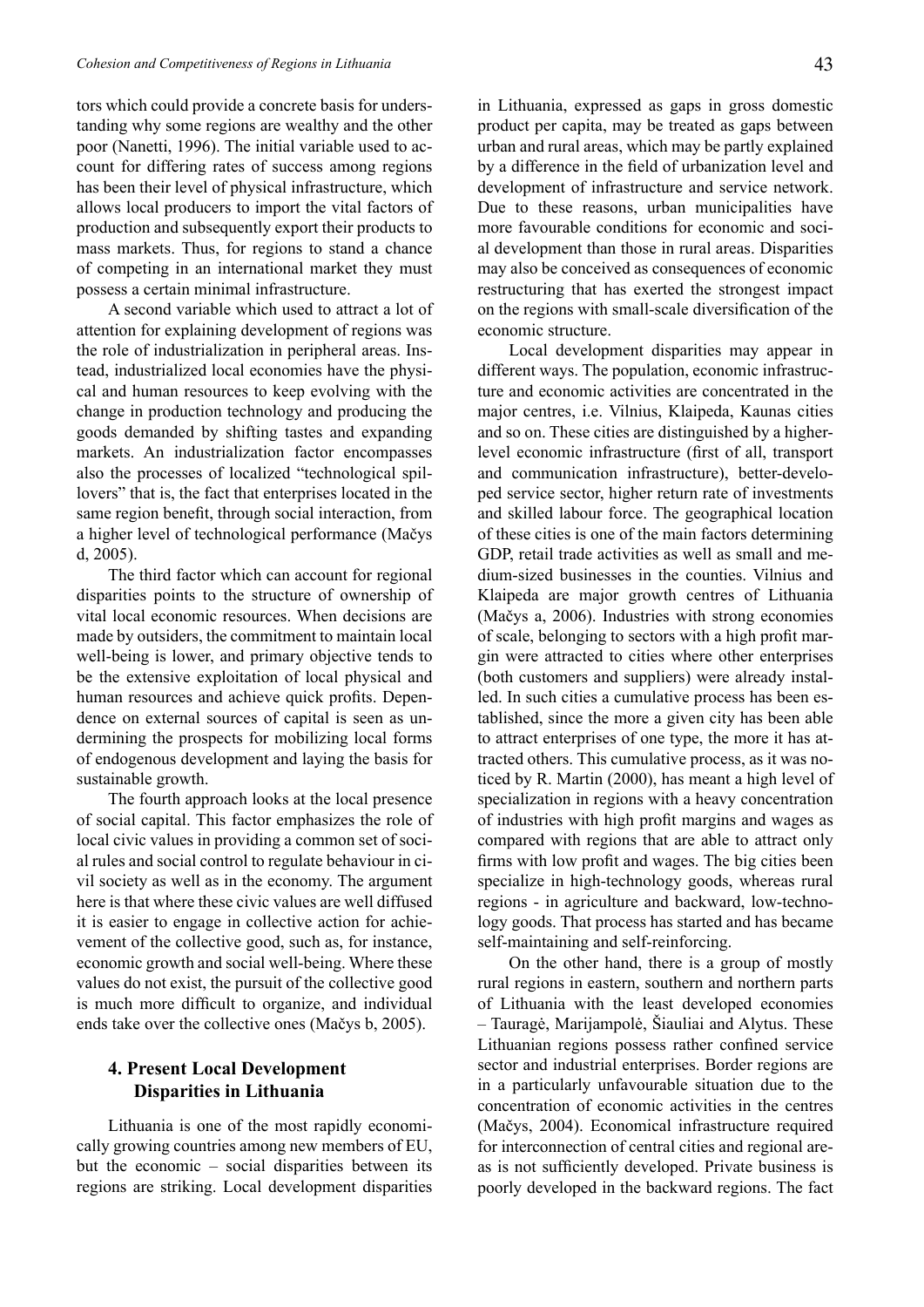tors which could provide a concrete basis for understanding why some regions are wealthy and the other poor (Nanetti, 1996). The initial variable used to account for differing rates of success among regions has been their level of physical infrastructure, which allows local producers to import the vital factors of production and subsequently export their products to mass markets. Thus, for regions to stand a chance of competing in an international market they must possess a certain minimal infrastructure.

A second variable which used to attract a lot of attention for explaining development of regions was the role of industrialization in peripheral areas. Instead, industrialized local economies have the physical and human resources to keep evolving with the change in production technology and producing the goods demanded by shifting tastes and expanding markets. An industrialization factor encompasses also the processes of localized "technological spillovers" that is, the fact that enterprises located in the same region benefit, through social interaction, from a higher level of technological performance (Mačys d, 2005).

The third factor which can account for regional disparities points to the structure of ownership of vital local economic resources. When decisions are made by outsiders, the commitment to maintain local well-being is lower, and primary objective tends to be the extensive exploitation of local physical and human resources and achieve quick profits. Dependence on external sources of capital is seen as undermining the prospects for mobilizing local forms of endogenous development and laying the basis for sustainable growth.

The fourth approach looks at the local presence of social capital. This factor emphasizes the role of local civic values in providing a common set of social rules and social control to regulate behaviour in civil society as well as in the economy. The argument here is that where these civic values are well diffused it is easier to engage in collective action for achievement of the collective good, such as, for instance, economic growth and social well-being. Where these values do not exist, the pursuit of the collective good is much more difficult to organize, and individual ends take over the collective ones (Mačys b, 2005).

## 4. Present Local Development Disparities in Lithuania

Lithuania is one of the most rapidly economically growing countries among new members of EU, but the economic – social disparities between its regions are striking. Local development disparities in Lithuania, expressed as gaps in gross domestic product per capita, may be treated as gaps between urban and rural areas, which may be partly explained by a difference in the field of urbanization level and development of infrastructure and service network. Due to these reasons, urban municipalities have more favourable conditions for economic and social development than those in rural areas. Disparities may also be conceived as consequences of economic restructuring that has exerted the strongest impact on the regions with small-scale diversification of the economic structure.

Local development disparities may appear in different ways. The population, economic infrastructure and economic activities are concentrated in the major centres, i.e. Vilnius, Klaipeda, Kaunas cities and so on. These cities are distinguished by a higher-level economic infrastructure (first of all, transport and communication infrastructure), better-developed service sector, higher return rate of investments and skilled labour force. The geographical location of these cities is one of the main factors determining GDP, retail trade activities as well as small and medium-sized businesses in the counties. Vilnius and Klaipeda are major growth centres of Lithuania (Mačys a, 2006). Industries with strong economies of scale, belonging to sectors with a high profit margin were attracted to cities where other enterprises (both customers and suppliers) were already installed. In such cities a cumulative process has been established, since the more a given city has been able to attract enterprises of one type, the more it has attracted others. This cumulative process, as it was noticed by R. Martin (2000), has meant a high level of specialization in regions with a heavy concentration of industries with high profit margins and wages as compared with regions that are able to attract only firms with low profit and wages. The big cities been specialize in high-technology goods, whereas rural regions - in agriculture and backward, low-technology goods. That process has started and has became self-maintaining and self-reinforcing.

On the other hand, there is a group of mostly rural regions in eastern, southern and northern parts of Lithuania with the least developed economies – Tauragė, Marijampolė, Šiauliai and Alytus. These Lithuanian regions possess rather confined service sector and industrial enterprises. Border regions are in a particularly unfavourable situation due to the concentration of economic activities in the centres (Mačys, 2004). Economical infrastructure required for interconnection of central cities and regional areas is not sufficiently developed. Private business is poorly developed in the backward regions. The fact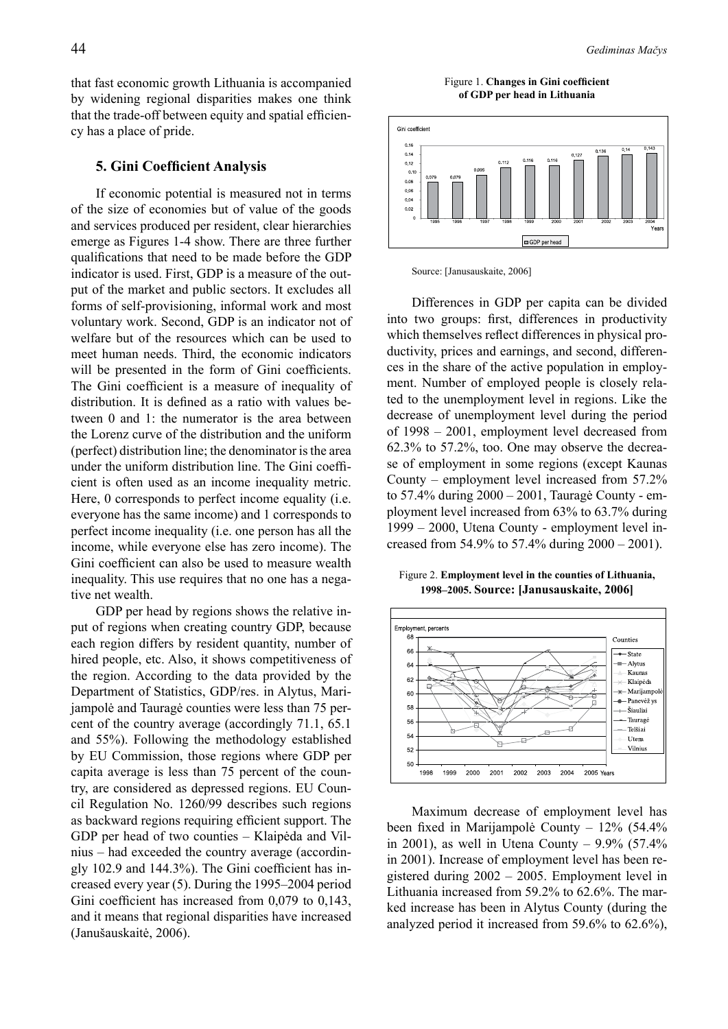that fast economic growth Lithuania is accompanied by widening regional disparities makes one think that the trade-off between equity and spatial efficiency has a place of pride.

## 5. Gini Coefficient Analysis

If economic potential is measured not in terms of the size of economies but of value of the goods and services produced per resident, clear hierarchies emerge as Figures 1-4 show. There are three further qualifications that need to be made before the GDP indicator is used. First, GDP is a measure of the output of the market and public sectors. It excludes all forms of self-provisioning, informal work and most voluntary work. Second, GDP is an indicator not of welfare but of the resources which can be used to meet human needs. Third, the economic indicators will be presented in the form of Gini coefficients. The Gini coefficient is a measure of inequality of distribution. It is defined as a ratio with values between 0 and 1: the numerator is the area between the Lorenz curve of the distribution and the uniform (perfect) distribution line; the denominator is the area under the uniform distribution line. The Gini coefficient is often used as an income inequality metric. Here, 0 corresponds to perfect income equality (i.e. everyone has the same income) and 1 corresponds to perfect income inequality (i.e. one person has all the income, while everyone else has zero income). The Gini coefficient can also be used to measure wealth inequality. This use requires that no one has a negative net wealth.

GDP per head by regions shows the relative input of regions when creating country GDP, because each region differs by resident quantity, number of hired people, etc. Also, it shows competitiveness of the region. According to the data provided by the Department of Statistics, GDP/res. in Alytus, Marijampolė and Tauragė counties were less than 75 percent of the country average (accordingly 71.1, 65.1 and 55%). Following the methodology established by EU Commission, those regions where GDP per capita average is less than 75 percent of the country, are considered as depressed regions. EU Council Regulation No. 1260/99 describes such regions as backward regions requiring efficient support. The GDP per head of two counties – Klaipėda and Vilnius – had exceeded the country average (accordingly 102.9 and 144.3%). The Gini coefficient has increased every year (5). During the 1995–2004 period Gini coefficient has increased from 0,079 to 0,143, and it means that regional disparities have increased (Janušauskaitė, 2006).

Figure 1. **Changes in Gini coefficient of GDP per head in Lithuania**

| Years | 1995 | 1996 | 1997 | 1998 | 1999 | 2000 | 2001 | 2002 | 2003 | 2004 |
|---|---|---|---|---|---|---|---|---|---|---|
| Gini coefficient (GDP per head) | 0,079 | 0,079 | 0,095 | 0,112 | 0,116 | 0,116 | 0,127 | 0,136 | 0,14 | 0,143 |

Source: [Janusauskaite, 2006]

Differences in GDP per capita can be divided into two groups: first, differences in productivity which themselves reflect differences in physical productivity, prices and earnings, and second, differences in the share of the active population in employment. Number of employed people is closely related to the unemployment level in regions. Like the decrease of unemployment level during the period of 1998 – 2001, employment level decreased from 62.3% to 57.2%, too. One may observe the decrease of employment in some regions (except Kaunas County – employment level increased from 57.2% to 57.4% during 2000 – 2001, Tauragė County - employment level increased from 63% to 63.7% during 1999 – 2000, Utena County - employment level increased from 54.9% to 57.4% during 2000 – 2001).

Figure 2. **Employment level in the counties of Lithuania, 1998–2005. Source: [Janusauskaite, 2006]**

Maximum decrease of employment level has been fixed in Marijampolė County – 12% (54.4% in 2001), as well in Utena County – 9.9% (57.4% in 2001). Increase of employment level has been registered during 2002 – 2005. Employment level in Lithuania increased from 59.2% to 62.6%. The marked increase has been in Alytus County (during the analyzed period it increased from 59.6% to 62.6%),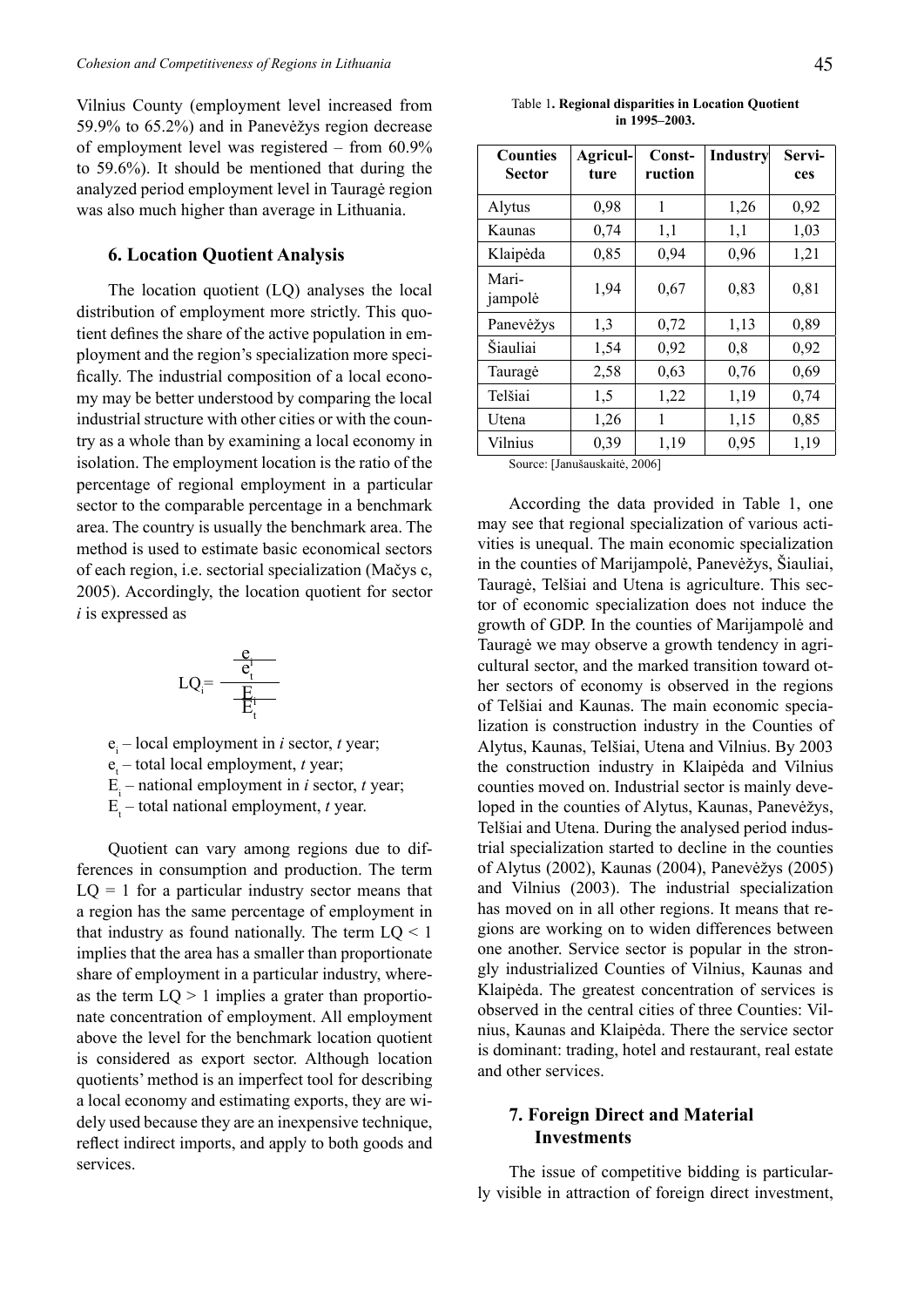Vilnius County (employment level increased from 59.9% to 65.2%) and in Panevėžys region decrease of employment level was registered – from 60.9% to 59.6%). It should be mentioned that during the analyzed period employment level in Tauragė region was also much higher than average in Lithuania.

## 6. Location Quotient Analysis

The location quotient (LQ) analyses the local distribution of employment more strictly. This quotient defines the share of the active population in employment and the region's specialization more specifically. The industrial composition of a local economy may be better understood by comparing the local industrial structure with other cities or with the country as a whole than by examining a local economy in isolation. The employment location is the ratio of the percentage of regional employment in a particular sector to the comparable percentage in a benchmark area. The country is usually the benchmark area. The method is used to estimate basic economical sectors of each region, i.e. sectorial specialization (Mačys c, 2005). Accordingly, the location quotient for sector *i* is expressed as

$$LQ_i = \frac{\frac{e_i}{e_t}}{\frac{E_i}{E_t}}$$

$e_i$ – local employment in *i* sector, *t* year;

$e_t$ – total local employment, *t* year;

$E_i$ – national employment in *i* sector, *t* year;

$E_t$ – total national employment, *t* year.

Quotient can vary among regions due to differences in consumption and production. The term $LQ = 1$ for a particular industry sector means that a region has the same percentage of employment in that industry as found nationally. The term $LQ < 1$ implies that the area has a smaller than proportionate share of employment in a particular industry, whereas the term $LQ > 1$ implies a grater than proportionate concentration of employment. All employment above the level for the benchmark location quotient is considered as export sector. Although location quotients' method is an imperfect tool for describing a local economy and estimating exports, they are widely used because they are an inexpensive technique, reflect indirect imports, and apply to both goods and services.

Table 1**. Regional disparities in Location Quotient in 1995–2003.**

| Counties Sector | Agriculture | Construction | Industry | Services |
|---|---|---|---|---|
| Alytus | 0,98 | 1 | 1,26 | 0,92 |
| Kaunas | 0,74 | 1,1 | 1,1 | 1,03 |
| Klaipėda | 0,85 | 0,94 | 0,96 | 1,21 |
| Marijampolė | 1,94 | 0,67 | 0,83 | 0,81 |
| Panevėžys | 1,3 | 0,72 | 1,13 | 0,89 |
| Šiauliai | 1,54 | 0,92 | 0,8 | 0,92 |
| Tauragė | 2,58 | 0,63 | 0,76 | 0,69 |
| Telšiai | 1,5 | 1,22 | 1,19 | 0,74 |
| Utena | 1,26 | 1 | 1,15 | 0,85 |
| Vilnius | 0,39 | 1,19 | 0,95 | 1,19 |

Source: [Janušauskaitė, 2006]

According the data provided in Table 1, one may see that regional specialization of various activities is unequal. The main economic specialization in the counties of Marijampolė, Panevėžys, Šiauliai, Tauragė, Telšiai and Utena is agriculture. This sector of economic specialization does not induce the growth of GDP. In the counties of Marijampolė and Tauragė we may observe a growth tendency in agricultural sector, and the marked transition toward other sectors of economy is observed in the regions of Telšiai and Kaunas. The main economic specialization is construction industry in the Counties of Alytus, Kaunas, Telšiai, Utena and Vilnius. By 2003 the construction industry in Klaipėda and Vilnius counties moved on. Industrial sector is mainly developed in the counties of Alytus, Kaunas, Panevėžys, Telšiai and Utena. During the analysed period industrial specialization started to decline in the counties of Alytus (2002), Kaunas (2004), Panevėžys (2005) and Vilnius (2003). The industrial specialization has moved on in all other regions. It means that regions are working on to widen differences between one another. Service sector is popular in the strongly industrialized Counties of Vilnius, Kaunas and Klaipėda. The greatest concentration of services is observed in the central cities of three Counties: Vilnius, Kaunas and Klaipėda. There the service sector is dominant: trading, hotel and restaurant, real estate and other services.

## 7. Foreign Direct and Material Investments

The issue of competitive bidding is particularly visible in attraction of foreign direct investment,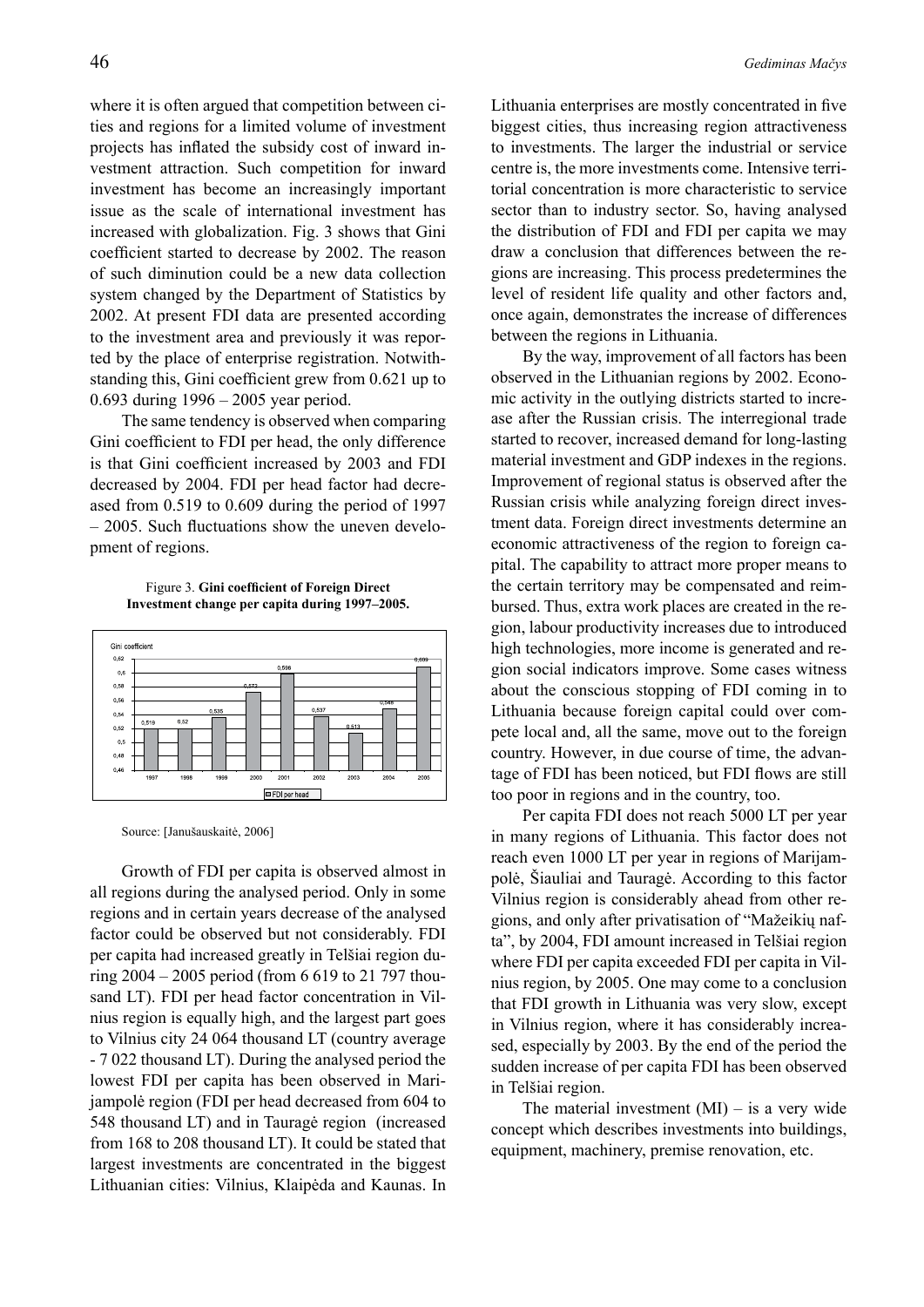where it is often argued that competition between cities and regions for a limited volume of investment projects has inflated the subsidy cost of inward investment attraction. Such competition for inward investment has become an increasingly important issue as the scale of international investment has increased with globalization. Fig. 3 shows that Gini coefficient started to decrease by 2002. The reason of such diminution could be a new data collection system changed by the Department of Statistics by 2002. At present FDI data are presented according to the investment area and previously it was reported by the place of enterprise registration. Notwithstanding this, Gini coefficient grew from 0.621 up to 0.693 during 1996 – 2005 year period.

The same tendency is observed when comparing Gini coefficient to FDI per head, the only difference is that Gini coefficient increased by 2003 and FDI decreased by 2004. FDI per head factor had decreased from 0.519 to 0.609 during the period of 1997 – 2005. Such fluctuations show the uneven development of regions.

Figure 3. **Gini coefficient of Foreign Direct Investment change per capita during 1997–2005.**

| Year | FDI per head (Gini coefficient) |
|---|---|
| 1997 | 0,519 |
| 1998 | 0,52 |
| 1999 | 0,535 |
| 2000 | 0,573 |
| 2001 | 0,598 |
| 2002 | 0,537 |
| 2003 | 0,513 |
| 2004 | 0,546 |
| 2005 | 0,609 |

Source: [Janušauskaitė, 2006]

Growth of FDI per capita is observed almost in all regions during the analysed period. Only in some regions and in certain years decrease of the analysed factor could be observed but not considerably. FDI per capita had increased greatly in Telšiai region during 2004 – 2005 period (from 6 619 to 21 797 thousand LT). FDI per head factor concentration in Vilnius region is equally high, and the largest part goes to Vilnius city 24 064 thousand LT (country average - 7 022 thousand LT). During the analysed period the lowest FDI per capita has been observed in Marijampolė region (FDI per head decreased from 604 to 548 thousand LT) and in Tauragė region (increased from 168 to 208 thousand LT). It could be stated that largest investments are concentrated in the biggest Lithuanian cities: Vilnius, Klaipėda and Kaunas. In Lithuania enterprises are mostly concentrated in five biggest cities, thus increasing region attractiveness to investments. The larger the industrial or service centre is, the more investments come. Intensive territorial concentration is more characteristic to service sector than to industry sector. So, having analysed the distribution of FDI and FDI per capita we may draw a conclusion that differences between the regions are increasing. This process predetermines the level of resident life quality and other factors and, once again, demonstrates the increase of differences between the regions in Lithuania.

By the way, improvement of all factors has been observed in the Lithuanian regions by 2002. Economic activity in the outlying districts started to increase after the Russian crisis. The interregional trade started to recover, increased demand for long-lasting material investment and GDP indexes in the regions. Improvement of regional status is observed after the Russian crisis while analyzing foreign direct investment data. Foreign direct investments determine an economic attractiveness of the region to foreign capital. The capability to attract more proper means to the certain territory may be compensated and reimbursed. Thus, extra work places are created in the region, labour productivity increases due to introduced high technologies, more income is generated and region social indicators improve. Some cases witness about the conscious stopping of FDI coming in to Lithuania because foreign capital could over compete local and, all the same, move out to the foreign country. However, in due course of time, the advantage of FDI has been noticed, but FDI flows are still too poor in regions and in the country, too.

Per capita FDI does not reach 5000 LT per year in many regions of Lithuania. This factor does not reach even 1000 LT per year in regions of Marijampolė, Šiauliai and Tauragė. According to this factor Vilnius region is considerably ahead from other regions, and only after privatisation of "Mažeikių nafta", by 2004, FDI amount increased in Telšiai region where FDI per capita exceeded FDI per capita in Vilnius region, by 2005. One may come to a conclusion that FDI growth in Lithuania was very slow, except in Vilnius region, where it has considerably increased, especially by 2003. By the end of the period the sudden increase of per capita FDI has been observed in Telšiai region.

The material investment (MI) – is a very wide concept which describes investments into buildings, equipment, machinery, premise renovation, etc.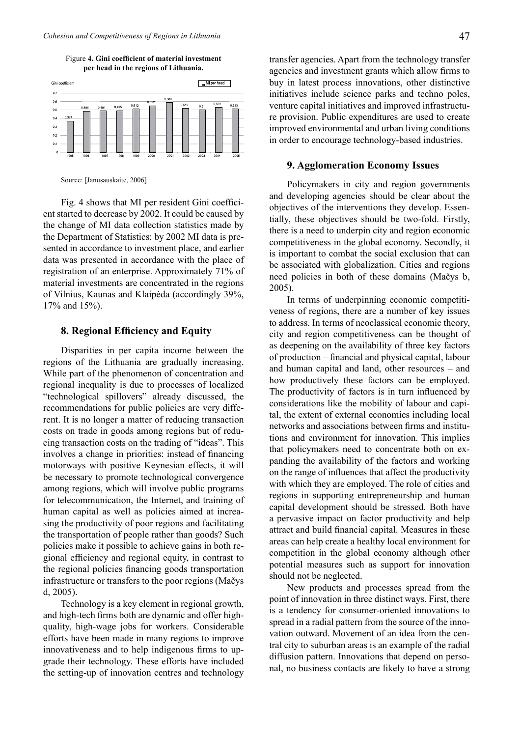Figure **4. Gini coefficient of material investment per head in the regions of Lithuania.**

| Year | 1995 | 1996 | 1997 | 1998 | 1999 | 2000 | 2001 | 2002 | 2003 | 2004 | 2005 |
|---|---|---|---|---|---|---|---|---|---|---|---|
| MI per head (Gini coefficient) | 0,374 | 0,486 | 0,491 | 0,495 | 0,512 | 0,552 | 0,589 | 0,519 | 0,5 | 0,531 | 0,513 |

Source: [Janusauskaite, 2006]

Fig. 4 shows that MI per resident Gini coefficient started to decrease by 2002. It could be caused by the change of MI data collection statistics made by the Department of Statistics: by 2002 MI data is presented in accordance to investment place, and earlier data was presented in accordance with the place of registration of an enterprise. Approximately 71% of material investments are concentrated in the regions of Vilnius, Kaunas and Klaipėda (accordingly 39%, 17% and 15%).

## 8. Regional Efficiency and Equity

Disparities in per capita income between the regions of the Lithuania are gradually increasing. While part of the phenomenon of concentration and regional inequality is due to processes of localized "technological spillovers" already discussed, the recommendations for public policies are very different. It is no longer a matter of reducing transaction costs on trade in goods among regions but of reducing transaction costs on the trading of "ideas". This involves a change in priorities: instead of financing motorways with positive Keynesian effects, it will be necessary to promote technological convergence among regions, which will involve public programs for telecommunication, the Internet, and training of human capital as well as policies aimed at increasing the productivity of poor regions and facilitating the transportation of people rather than goods? Such policies make it possible to achieve gains in both regional efficiency and regional equity, in contrast to the regional policies financing goods transportation infrastructure or transfers to the poor regions (Mačys d, 2005).

Technology is a key element in regional growth, and high-tech firms both are dynamic and offer high-quality, high-wage jobs for workers. Considerable efforts have been made in many regions to improve innovativeness and to help indigenous firms to upgrade their technology. These efforts have included the setting-up of innovation centres and technology transfer agencies. Apart from the technology transfer agencies and investment grants which allow firms to buy in latest process innovations, other distinctive initiatives include science parks and techno poles, venture capital initiatives and improved infrastructure provision. Public expenditures are used to create improved environmental and urban living conditions in order to encourage technology-based industries.

## 9. Agglomeration Economy Issues

Policymakers in city and region governments and developing agencies should be clear about the objectives of the interventions they develop. Essentially, these objectives should be two-fold. Firstly, there is a need to underpin city and region economic competitiveness in the global economy. Secondly, it is important to combat the social exclusion that can be associated with globalization. Cities and regions need policies in both of these domains (Mačys b, 2005).

In terms of underpinning economic competitiveness of regions, there are a number of key issues to address. In terms of neoclassical economic theory, city and region competitiveness can be thought of as deepening on the availability of three key factors of production – financial and physical capital, labour and human capital and land, other resources – and how productively these factors can be employed. The productivity of factors is in turn influenced by considerations like the mobility of labour and capital, the extent of external economies including local networks and associations between firms and institutions and environment for innovation. This implies that policymakers need to concentrate both on expanding the availability of the factors and working on the range of influences that affect the productivity with which they are employed. The role of cities and regions in supporting entrepreneurship and human capital development should be stressed. Both have a pervasive impact on factor productivity and help attract and build financial capital. Measures in these areas can help create a healthy local environment for competition in the global economy although other potential measures such as support for innovation should not be neglected.

New products and processes spread from the point of innovation in three distinct ways. First, there is a tendency for consumer-oriented innovations to spread in a radial pattern from the source of the innovation outward. Movement of an idea from the central city to suburban areas is an example of the radial diffusion pattern. Innovations that depend on personal, no business contacts are likely to have a strong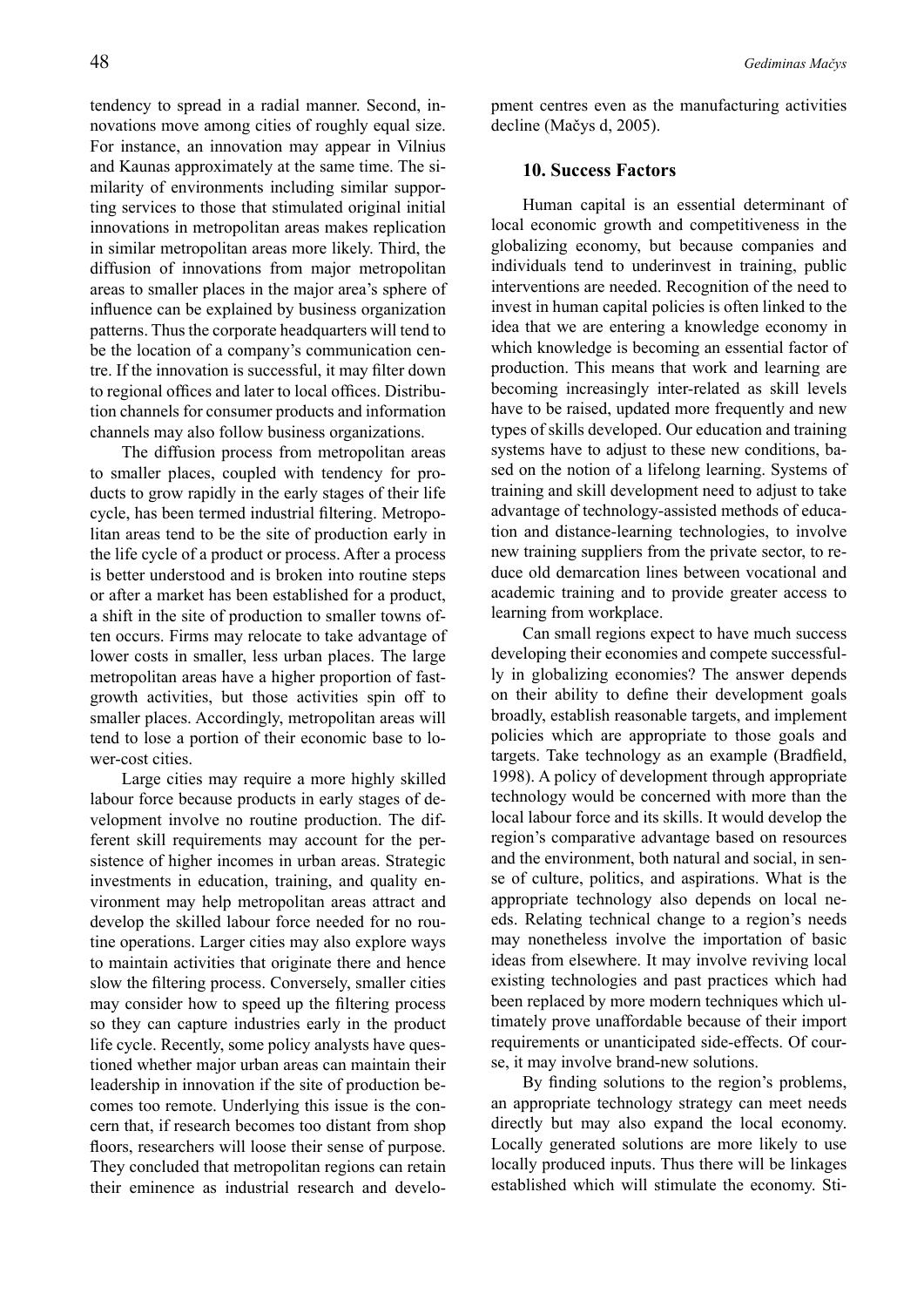tendency to spread in a radial manner. Second, innovations move among cities of roughly equal size. For instance, an innovation may appear in Vilnius and Kaunas approximately at the same time. The similarity of environments including similar supporting services to those that stimulated original initial innovations in metropolitan areas makes replication in similar metropolitan areas more likely. Third, the diffusion of innovations from major metropolitan areas to smaller places in the major area's sphere of influence can be explained by business organization patterns. Thus the corporate headquarters will tend to be the location of a company's communication centre. If the innovation is successful, it may filter down to regional offices and later to local offices. Distribution channels for consumer products and information channels may also follow business organizations.

The diffusion process from metropolitan areas to smaller places, coupled with tendency for products to grow rapidly in the early stages of their life cycle, has been termed industrial filtering. Metropolitan areas tend to be the site of production early in the life cycle of a product or process. After a process is better understood and is broken into routine steps or after a market has been established for a product, a shift in the site of production to smaller towns often occurs. Firms may relocate to take advantage of lower costs in smaller, less urban places. The large metropolitan areas have a higher proportion of fast-growth activities, but those activities spin off to smaller places. Accordingly, metropolitan areas will tend to lose a portion of their economic base to lower-cost cities.

Large cities may require a more highly skilled labour force because products in early stages of development involve no routine production. The different skill requirements may account for the persistence of higher incomes in urban areas. Strategic investments in education, training, and quality environment may help metropolitan areas attract and develop the skilled labour force needed for no routine operations. Larger cities may also explore ways to maintain activities that originate there and hence slow the filtering process. Conversely, smaller cities may consider how to speed up the filtering process so they can capture industries early in the product life cycle. Recently, some policy analysts have questioned whether major urban areas can maintain their leadership in innovation if the site of production becomes too remote. Underlying this issue is the concern that, if research becomes too distant from shop floors, researchers will loose their sense of purpose. They concluded that metropolitan regions can retain their eminence as industrial research and development centres even as the manufacturing activities decline (Mačys d, 2005).

## 10. Success Factors

Human capital is an essential determinant of local economic growth and competitiveness in the globalizing economy, but because companies and individuals tend to underinvest in training, public interventions are needed. Recognition of the need to invest in human capital policies is often linked to the idea that we are entering a knowledge economy in which knowledge is becoming an essential factor of production. This means that work and learning are becoming increasingly inter-related as skill levels have to be raised, updated more frequently and new types of skills developed. Our education and training systems have to adjust to these new conditions, based on the notion of a lifelong learning. Systems of training and skill development need to adjust to take advantage of technology-assisted methods of education and distance-learning technologies, to involve new training suppliers from the private sector, to reduce old demarcation lines between vocational and academic training and to provide greater access to learning from workplace.

Can small regions expect to have much success developing their economies and compete successfully in globalizing economies? The answer depends on their ability to define their development goals broadly, establish reasonable targets, and implement policies which are appropriate to those goals and targets. Take technology as an example (Bradfield, 1998). A policy of development through appropriate technology would be concerned with more than the local labour force and its skills. It would develop the region's comparative advantage based on resources and the environment, both natural and social, in sense of culture, politics, and aspirations. What is the appropriate technology also depends on local needs. Relating technical change to a region's needs may nonetheless involve the importation of basic ideas from elsewhere. It may involve reviving local existing technologies and past practices which had been replaced by more modern techniques which ultimately prove unaffordable because of their import requirements or unanticipated side-effects. Of course, it may involve brand-new solutions.

By finding solutions to the region's problems, an appropriate technology strategy can meet needs directly but may also expand the local economy. Locally generated solutions are more likely to use locally produced inputs. Thus there will be linkages established which will stimulate the economy. Sti-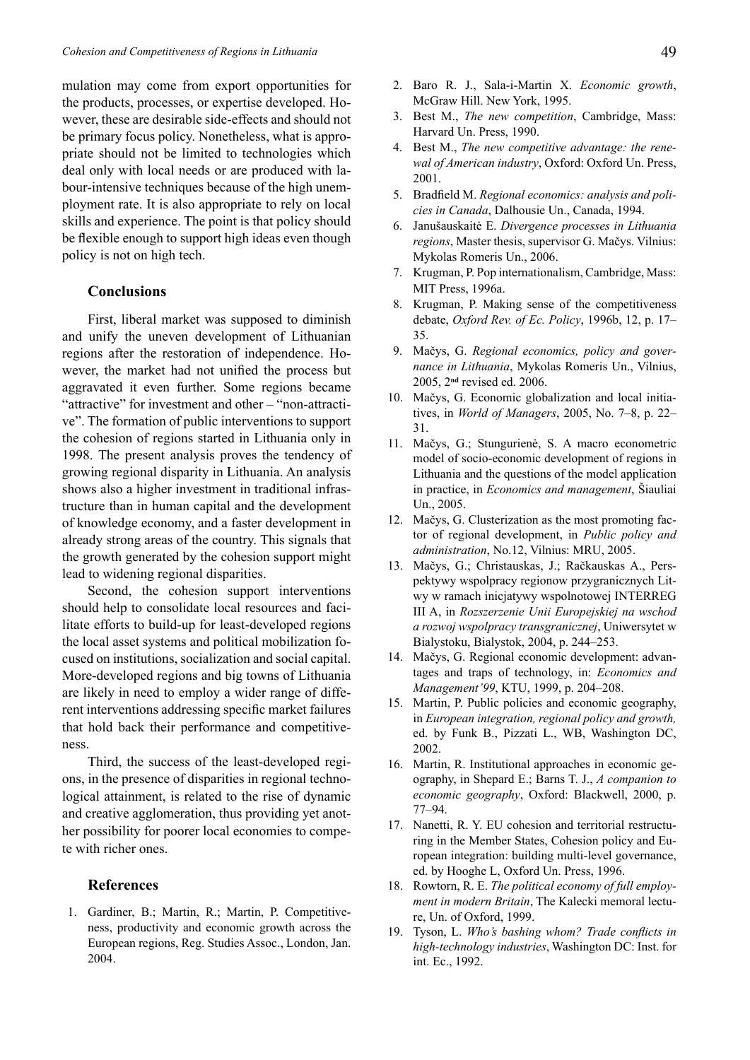mulation may come from export opportunities for the products, processes, or expertise developed. However, these are desirable side-effects and should not be primary focus policy. Nonetheless, what is appropriate should not be limited to technologies which deal only with local needs or are produced with labour-intensive techniques because of the high unemployment rate. It is also appropriate to rely on local skills and experience. The point is that policy should be flexible enough to support high ideas even though policy is not on high tech.

## Conclusions

First, liberal market was supposed to diminish and unify the uneven development of Lithuanian regions after the restoration of independence. However, the market had not unified the process but aggravated it even further. Some regions became "attractive" for investment and other – "non-attractive". The formation of public interventions to support the cohesion of regions started in Lithuania only in 1998. The present analysis proves the tendency of growing regional disparity in Lithuania. An analysis shows also a higher investment in traditional infrastructure than in human capital and the development of knowledge economy, and a faster development in already strong areas of the country. This signals that the growth generated by the cohesion support might lead to widening regional disparities.

Second, the cohesion support interventions should help to consolidate local resources and facilitate efforts to build-up for least-developed regions the local asset systems and political mobilization focused on institutions, socialization and social capital. More-developed regions and big towns of Lithuania are likely in need to employ a wider range of different interventions addressing specific market failures that hold back their performance and competitiveness.

Third, the success of the least-developed regions, in the presence of disparities in regional technological attainment, is related to the rise of dynamic and creative agglomeration, thus providing yet another possibility for poorer local economies to compete with richer ones.

## References

1. Gardiner, B.; Martin, R.; Martin, P. Competitiveness, productivity and economic growth across the European regions, Reg. Studies Assoc., London, Jan. 2004.
2. Baro R. J., Sala-i-Martin X. *Economic growth*, McGraw Hill. New York, 1995.
3. Best M., *The new competition*, Cambridge, Mass: Harvard Un. Press, 1990.
4. Best M., *The new competitive advantage: the renewal of American industry*, Oxford: Oxford Un. Press, 2001.
5. Bradfield M. *Regional economics: analysis and policies in Canada*, Dalhousie Un., Canada, 1994.
6. Janušauskaitė E. *Divergence processes in Lithuania regions*, Master thesis, supervisor G. Mačys. Vilnius: Mykolas Romeris Un., 2006.
7. Krugman, P. Pop internationalism, Cambridge, Mass: MIT Press, 1996a.
8. Krugman, P. Making sense of the competitiveness debate, *Oxford Rev. of Ec. Policy*, 1996b, 12, p. 17–35.
9. Mačys, G. *Regional economics, policy and governance in Lithuania*, Mykolas Romeris Un., Vilnius, 2005, 2[nd] revised ed. 2006.
10. Mačys, G. Economic globalization and local initiatives, in *World of Managers*, 2005, No. 7–8, p. 22–31.
11. Mačys, G.; Stungurienė, S. A macro econometric model of socio-economic development of regions in Lithuania and the questions of the model application in practice, in *Economics and management*, Šiauliai Un., 2005.
12. Mačys, G. Clusterization as the most promoting factor of regional development, in *Public policy and administration*, No.12, Vilnius: MRU, 2005.
13. Mačys, G.; Christauskas, J.; Račkauskas A., Perspektywy wspolpracy regionow przygranicznych Litwy w ramach inicjatywy wspolnotowej INTERREG III A, in *Rozszerzenie Unii Europejskiej na wschod a rozwoj wspolpracy transgranicznej*, Uniwersytet w Bialystoku, Bialystok, 2004, p. 244–253.
14. Mačys, G. Regional economic development: advantages and traps of technology, in: *Economics and Management'99*, KTU, 1999, p. 204–208.
15. Martin, P. Public policies and economic geography, in *European integration, regional policy and growth,* ed. by Funk B., Pizzati L., WB, Washington DC, 2002.
16. Martin, R. Institutional approaches in economic geography, in Shepard E.; Barns T. J., *A companion to economic geography*, Oxford: Blackwell, 2000, p. 77–94.
17. Nanetti, R. Y. EU cohesion and territorial restructuring in the Member States, Cohesion policy and European integration: building multi-level governance, ed. by Hooghe L, Oxford Un. Press, 1996.
18. Rowtorn, R. E. *The political economy of full employment in modern Britain*, The Kalecki memoral lecture, Un. of Oxford, 1999.
19. Tyson, L. *Who's bashing whom? Trade conflicts in high-technology industries*, Washington DC: Inst. for int. Ec., 1992.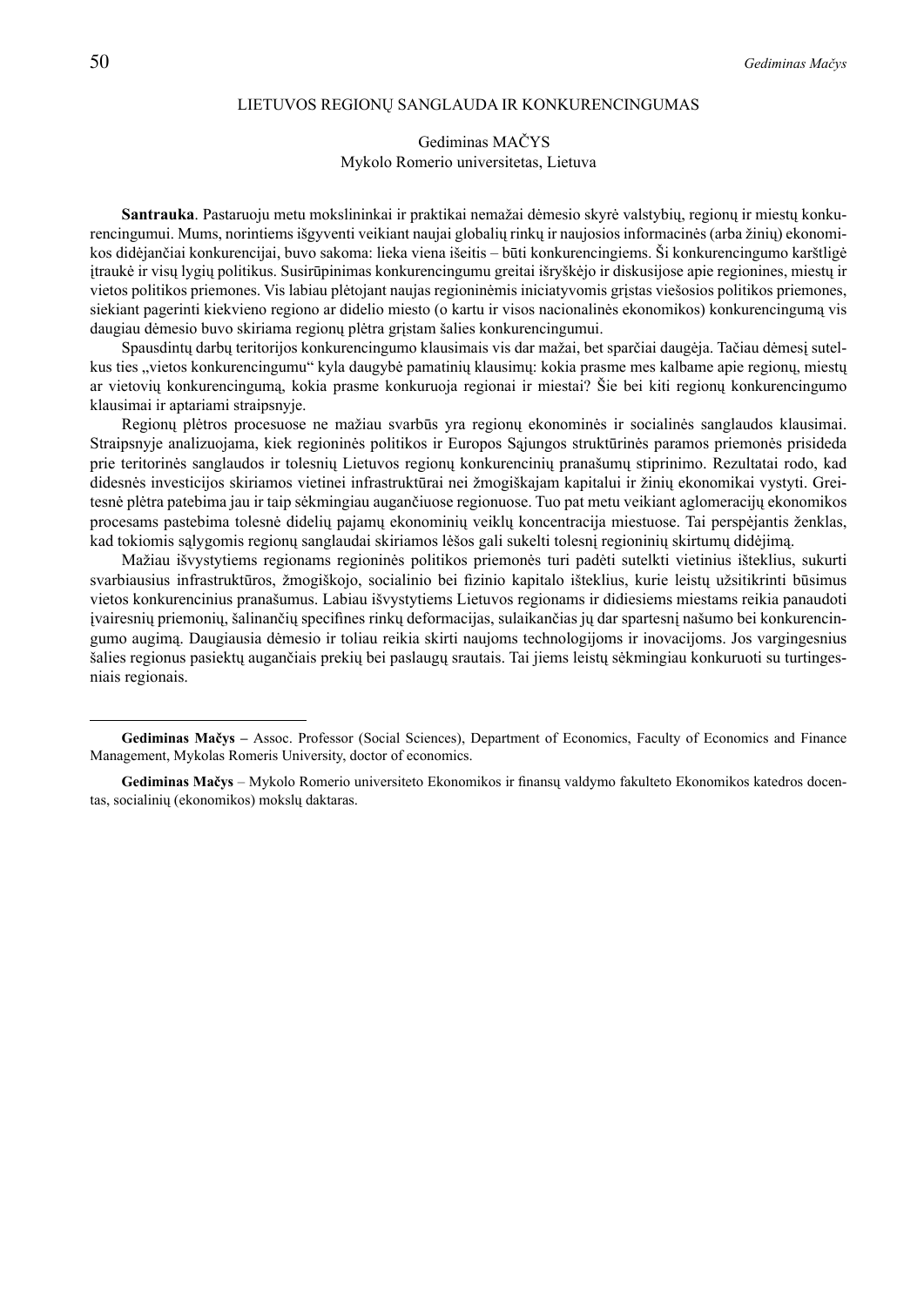# LIETUVOS REGIONŲ SANGLAUDA IR KONKURENCINGUMAS

Gediminas MAČYS
Mykolo Romerio universitetas, Lietuva

**Santrauka**. Pastaruoju metu mokslininkai ir praktikai nemažai dėmesio skyrė valstybių, regionų ir miestų konkurencingumui. Mums, norintiems išgyventi veikiant naujai globalių rinkų ir naujosios informacinės (arba žinių) ekonomikos didėjančiai konkurencijai, buvo sakoma: lieka viena išeitis – būti konkurencingiems. Ši konkurencingumo karštligė įtraukė ir visų lygių politikus. Susirūpinimas konkurencingumu greitai išryškėjo ir diskusijose apie regionines, miestų ir vietos politikos priemones. Vis labiau plėtojant naujas regioninėmis iniciatyvomis grįstas viešosios politikos priemones, siekiant pagerinti kiekvieno regiono ar didelio miesto (o kartu ir visos nacionalinės ekonomikos) konkurencingumą vis daugiau dėmesio buvo skiriama regionų plėtra grįstam šalies konkurencingumui.

Spausdintų darbų teritorijos konkurencingumo klausimais vis dar mažai, bet sparčiai daugėja. Tačiau dėmesį sutelkus ties „vietos konkurencingumu" kyla daugybė pamatinių klausimų: kokia prasme mes kalbame apie regionų, miestų ar vietovių konkurencingumą, kokia prasme konkuruoja regionai ir miestai? Šie bei kiti regionų konkurencingumo klausimai ir aptariami straipsnyje.

Regionų plėtros procesuose ne mažiau svarbūs yra regionų ekonominės ir socialinės sanglaudos klausimai. Straipsnyje analizuojama, kiek regioninės politikos ir Europos Sąjungos struktūrinės paramos priemonės prisideda prie teritorinės sanglaudos ir tolesnių Lietuvos regionų konkurencinių pranašumų stiprinimo. Rezultatai rodo, kad didesnės investicijos skiriamos vietinei infrastruktūrai nei žmogiškajam kapitalui ir žinių ekonomikai vystyti. Greitesnė plėtra patebima jau ir taip sėkmingiau augančiuose regionuose. Tuo pat metu veikiant aglomeracijų ekonomikos procesams pastebima tolesnė didelių pajamų ekonominių veiklų koncentracija miestuose. Tai perspėjantis ženklas, kad tokiomis sąlygomis regionų sanglaudai skiriamos lėšos gali sukelti tolesnį regioninių skirtumų didėjimą.

Mažiau išvystytiems regionams regioninės politikos priemonės turi padėti sutelkti vietinius išteklius, sukurti svarbiausius infrastruktūros, žmogiškojo, socialinio bei fizinio kapitalo išteklius, kurie leistų užsitikrinti būsimus vietos konkurencinius pranašumus. Labiau išvystytiems Lietuvos regionams ir didiesiems miestams reikia panaudoti įvairesnių priemonių, šalinančių specifines rinkų deformacijas, sulaikančias jų dar spartesnį našumo bei konkurencingumo augimą. Daugiausia dėmesio ir toliau reikia skirti naujoms technologijoms ir inovacijoms. Jos vargingesnius šalies regionus pasiektų augančiais prekių bei paslaugų srautais. Tai jiems leistų sėkmingiau konkuruoti su turtingesniais regionais.

---

**Gediminas Mačys –** Assoc. Professor (Social Sciences), Department of Economics, Faculty of Economics and Finance Management, Mykolas Romeris University, doctor of economics.

**Gediminas Mačys** – Mykolo Romerio universiteto Ekonomikos ir finansų valdymo fakulteto Ekonomikos katedros docentas, socialinių (ekonomikos) mokslų daktaras.